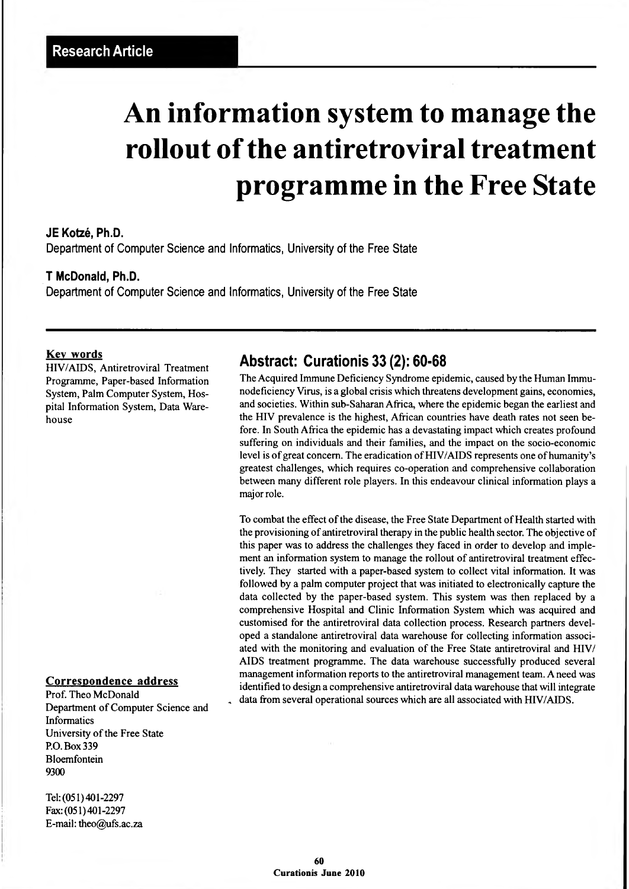**Research Article**

# An information system to manage the rollout of the antiretroviral treatment programme in the Free State

**JE Kotzé, Ph.D.**
Department of Computer Science and Informatics, University of the Free State

**T McDonald, Ph.D.**
Department of Computer Science and Informatics, University of the Free State

**Key words**

HIV/AIDS, Antiretroviral Treatment Programme, Paper-based Information System, Palm Computer System, Hospital Information System, Data Warehouse

**Correspondence address**

Prof. Theo McDonald
Department of Computer Science and Informatics
University of the Free State
P.O. Box 339
Bloemfontein
9300

Tel: (051) 401-2297
Fax: (051) 401-2297
E-mail: theo@ufs.ac.za

## Abstract: Curationis 33 (2): 60-68

The Acquired Immune Deficiency Syndrome epidemic, caused by the Human Immunodeficiency Virus, is a global crisis which threatens development gains, economies, and societies. Within sub-Saharan Africa, where the epidemic began the earliest and the HIV prevalence is the highest, African countries have death rates not seen before. In South Africa the epidemic has a devastating impact which creates profound suffering on individuals and their families, and the impact on the socio-economic level is of great concern. The eradication of HIV/AIDS represents one of humanity's greatest challenges, which requires co-operation and comprehensive collaboration between many different role players. In this endeavour clinical information plays a major role.

To combat the effect of the disease, the Free State Department of Health started with the provisioning of antiretroviral therapy in the public health sector. The objective of this paper was to address the challenges they faced in order to develop and implement an information system to manage the rollout of antiretroviral treatment effectively. They started with a paper-based system to collect vital information. It was followed by a palm computer project that was initiated to electronically capture the data collected by the paper-based system. This system was then replaced by a comprehensive Hospital and Clinic Information System which was acquired and customised for the antiretroviral data collection process. Research partners developed a standalone antiretroviral data warehouse for collecting information associated with the monitoring and evaluation of the Free State antiretroviral and HIV/AIDS treatment programme. The data warehouse successfully produced several management information reports to the antiretroviral management team. A need was identified to design a comprehensive antiretroviral data warehouse that will integrate data from several operational sources which are all associated with HIV/AIDS.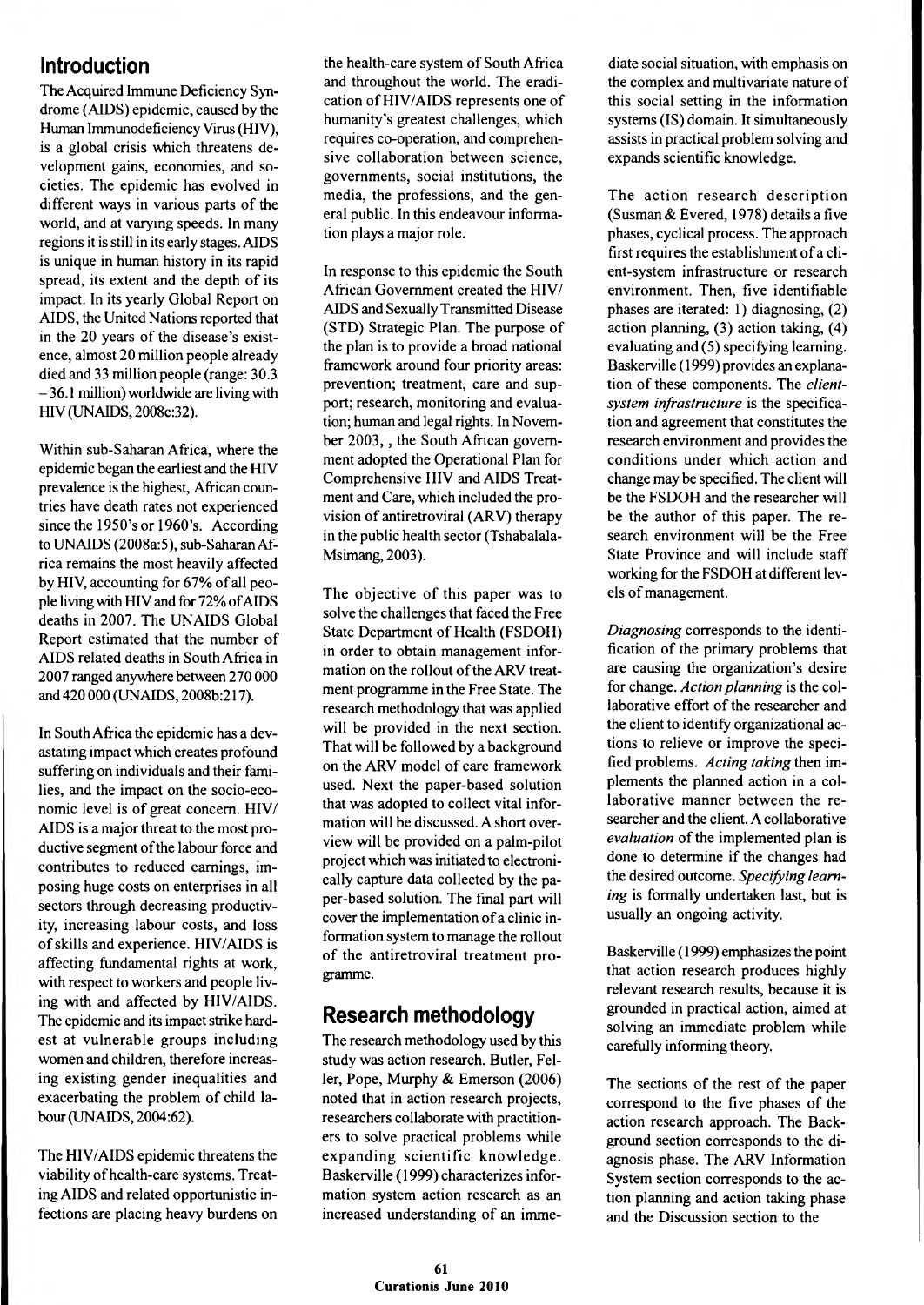## Introduction

The Acquired Immune Deficiency Syndrome (AIDS) epidemic, caused by the Human Immunodeficiency Virus (HIV), is a global crisis which threatens development gains, economies, and societies. The epidemic has evolved in different ways in various parts of the world, and at varying speeds. In many regions it is still in its early stages. AIDS is unique in human history in its rapid spread, its extent and the depth of its impact. In its yearly Global Report on AIDS, the United Nations reported that in the 20 years of the disease's existence, almost 20 million people already died and 33 million people (range: 30.3 – 36.1 million) worldwide are living with HIV (UNAIDS, 2008c:32).

Within sub-Saharan Africa, where the epidemic began the earliest and the HIV prevalence is the highest, African countries have death rates not experienced since the 1950's or 1960's. According to UNAIDS (2008a:5), sub-Saharan Africa remains the most heavily affected by HIV, accounting for 67% of all people living with HIV and for 72% of AIDS deaths in 2007. The UNAIDS Global Report estimated that the number of AIDS related deaths in South Africa in 2007 ranged anywhere between 270 000 and 420 000 (UNAIDS, 2008b:217).

In South Africa the epidemic has a devastating impact which creates profound suffering on individuals and their families, and the impact on the socio-economic level is of great concern. HIV/AIDS is a major threat to the most productive segment of the labour force and contributes to reduced earnings, imposing huge costs on enterprises in all sectors through decreasing productivity, increasing labour costs, and loss of skills and experience. HIV/AIDS is affecting fundamental rights at work, with respect to workers and people living with and affected by HIV/AIDS. The epidemic and its impact strike hardest at vulnerable groups including women and children, therefore increasing existing gender inequalities and exacerbating the problem of child labour (UNAIDS, 2004:62).

The HIV/AIDS epidemic threatens the viability of health-care systems. Treating AIDS and related opportunistic infections are placing heavy burdens on the health-care system of South Africa and throughout the world. The eradication of HIV/AIDS represents one of humanity's greatest challenges, which requires co-operation, and comprehensive collaboration between science, governments, social institutions, the media, the professions, and the general public. In this endeavour information plays a major role.

In response to this epidemic the South African Government created the HIV/AIDS and Sexually Transmitted Disease (STD) Strategic Plan. The purpose of the plan is to provide a broad national framework around four priority areas: prevention; treatment, care and support; research, monitoring and evaluation; human and legal rights. In November 2003, , the South African government adopted the Operational Plan for Comprehensive HIV and AIDS Treatment and Care, which included the provision of antiretroviral (ARV) therapy in the public health sector (Tshabalala-Msimang, 2003).

The objective of this paper was to solve the challenges that faced the Free State Department of Health (FSDOH) in order to obtain management information on the rollout of the ARV treatment programme in the Free State. The research methodology that was applied will be provided in the next section. That will be followed by a background on the ARV model of care framework used. Next the paper-based solution that was adopted to collect vital information will be discussed. A short overview will be provided on a palm-pilot project which was initiated to electronically capture data collected by the paper-based solution. The final part will cover the implementation of a clinic information system to manage the rollout of the antiretroviral treatment programme.

## Research methodology

The research methodology used by this study was action research. Butler, Feller, Pope, Murphy & Emerson (2006) noted that in action research projects, researchers collaborate with practitioners to solve practical problems while expanding scientific knowledge. Baskerville (1999) characterizes information system action research as an increased understanding of an immediate social situation, with emphasis on the complex and multivariate nature of this social setting in the information systems (IS) domain. It simultaneously assists in practical problem solving and expands scientific knowledge.

The action research description (Susman & Evered, 1978) details a five phases, cyclical process. The approach first requires the establishment of a client-system infrastructure or research environment. Then, five identifiable phases are iterated: 1) diagnosing, (2) action planning, (3) action taking, (4) evaluating and (5) specifying learning. Baskerville (1999) provides an explanation of these components. The *client-system infrastructure* is the specification and agreement that constitutes the research environment and provides the conditions under which action and change may be specified. The client will be the FSDOH and the researcher will be the author of this paper. The research environment will be the Free State Province and will include staff working for the FSDOH at different levels of management.

*Diagnosing* corresponds to the identification of the primary problems that are causing the organization's desire for change. *Action planning* is the collaborative effort of the researcher and the client to identify organizational actions to relieve or improve the specified problems. *Acting taking* then implements the planned action in a collaborative manner between the researcher and the client. A collaborative *evaluation* of the implemented plan is done to determine if the changes had the desired outcome. *Specifying learning* is formally undertaken last, but is usually an ongoing activity.

Baskerville (1999) emphasizes the point that action research produces highly relevant research results, because it is grounded in practical action, aimed at solving an immediate problem while carefully informing theory.

The sections of the rest of the paper correspond to the five phases of the action research approach. The Background section corresponds to the diagnosis phase. The ARV Information System section corresponds to the action planning and action taking phase and the Discussion section to the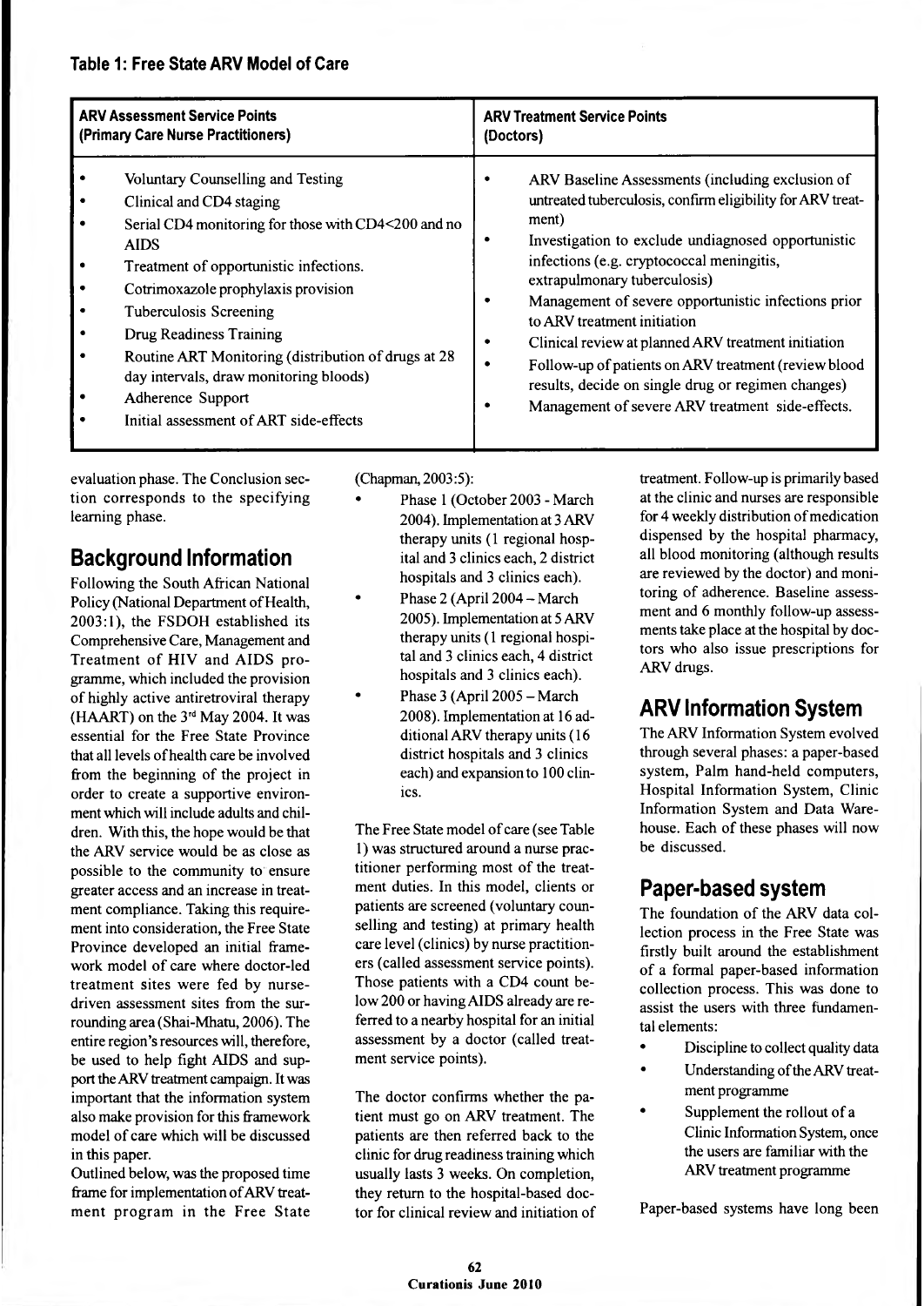**Table 1: Free State ARV Model of Care**

| ARV Assessment Service Points (Primary Care Nurse Practitioners) | ARV Treatment Service Points (Doctors) |
| --- | --- |
| • Voluntary Counselling and Testing<br>• Clinical and CD4 staging<br>• Serial CD4 monitoring for those with CD4<200 and no AIDS<br>• Treatment of opportunistic infections.<br>• Cotrimoxazole prophylaxis provision<br>• Tuberculosis Screening<br>• Drug Readiness Training<br>• Routine ART Monitoring (distribution of drugs at 28 day intervals, draw monitoring bloods)<br>• Adherence Support<br>• Initial assessment of ART side-effects | • ARV Baseline Assessments (including exclusion of untreated tuberculosis, confirm eligibility for ARV treatment)<br>• Investigation to exclude undiagnosed opportunistic infections (e.g. cryptococcal meningitis, extrapulmonary tuberculosis)<br>• Management of severe opportunistic infections prior to ARV treatment initiation<br>• Clinical review at planned ARV treatment initiation<br>• Follow-up of patients on ARV treatment (review blood results, decide on single drug or regimen changes)<br>• Management of severe ARV treatment side-effects. |

evaluation phase. The Conclusion section corresponds to the specifying learning phase.

## Background Information

Following the South African National Policy (National Department of Health, 2003:1), the FSDOH established its Comprehensive Care, Management and Treatment of HIV and AIDS programme, which included the provision of highly active antiretroviral therapy (HAART) on the 3rd May 2004. It was essential for the Free State Province that all levels of health care be involved from the beginning of the project in order to create a supportive environment which will include adults and children. With this, the hope would be that the ARV service would be as close as possible to the community to ensure greater access and an increase in treatment compliance. Taking this requirement into consideration, the Free State Province developed an initial framework model of care where doctor-led treatment sites were fed by nurse-driven assessment sites from the surrounding area (Shai-Mhatu, 2006). The entire region's resources will, therefore, be used to help fight AIDS and support the ARV treatment campaign. It was important that the information system also make provision for this framework model of care which will be discussed in this paper.

Outlined below, was the proposed time frame for implementation of ARV treatment program in the Free State (Chapman, 2003:5):

- Phase 1 (October 2003 - March 2004). Implementation at 3 ARV therapy units (1 regional hospital and 3 clinics each, 2 district hospitals and 3 clinics each).
- Phase 2 (April 2004 – March 2005). Implementation at 5 ARV therapy units (1 regional hospital and 3 clinics each, 4 district hospitals and 3 clinics each).
- Phase 3 (April 2005 – March 2008). Implementation at 16 additional ARV therapy units (16 district hospitals and 3 clinics each) and expansion to 100 clinics.

The Free State model of care (see Table 1) was structured around a nurse practitioner performing most of the treatment duties. In this model, clients or patients are screened (voluntary counselling and testing) at primary health care level (clinics) by nurse practitioners (called assessment service points). Those patients with a CD4 count below 200 or having AIDS already are referred to a nearby hospital for an initial assessment by a doctor (called treatment service points).

The doctor confirms whether the patient must go on ARV treatment. The patients are then referred back to the clinic for drug readiness training which usually lasts 3 weeks. On completion, they return to the hospital-based doctor for clinical review and initiation of treatment. Follow-up is primarily based at the clinic and nurses are responsible for 4 weekly distribution of medication dispensed by the hospital pharmacy, all blood monitoring (although results are reviewed by the doctor) and monitoring of adherence. Baseline assessment and 6 monthly follow-up assessments take place at the hospital by doctors who also issue prescriptions for ARV drugs.

## ARV Information System

The ARV Information System evolved through several phases: a paper-based system, Palm hand-held computers, Hospital Information System, Clinic Information System and Data Warehouse. Each of these phases will now be discussed.

## Paper-based system

The foundation of the ARV data collection process in the Free State was firstly built around the establishment of a formal paper-based information collection process. This was done to assist the users with three fundamental elements:

- Discipline to collect quality data
- Understanding of the ARV treatment programme
- Supplement the rollout of a Clinic Information System, once the users are familiar with the ARV treatment programme

Paper-based systems have long been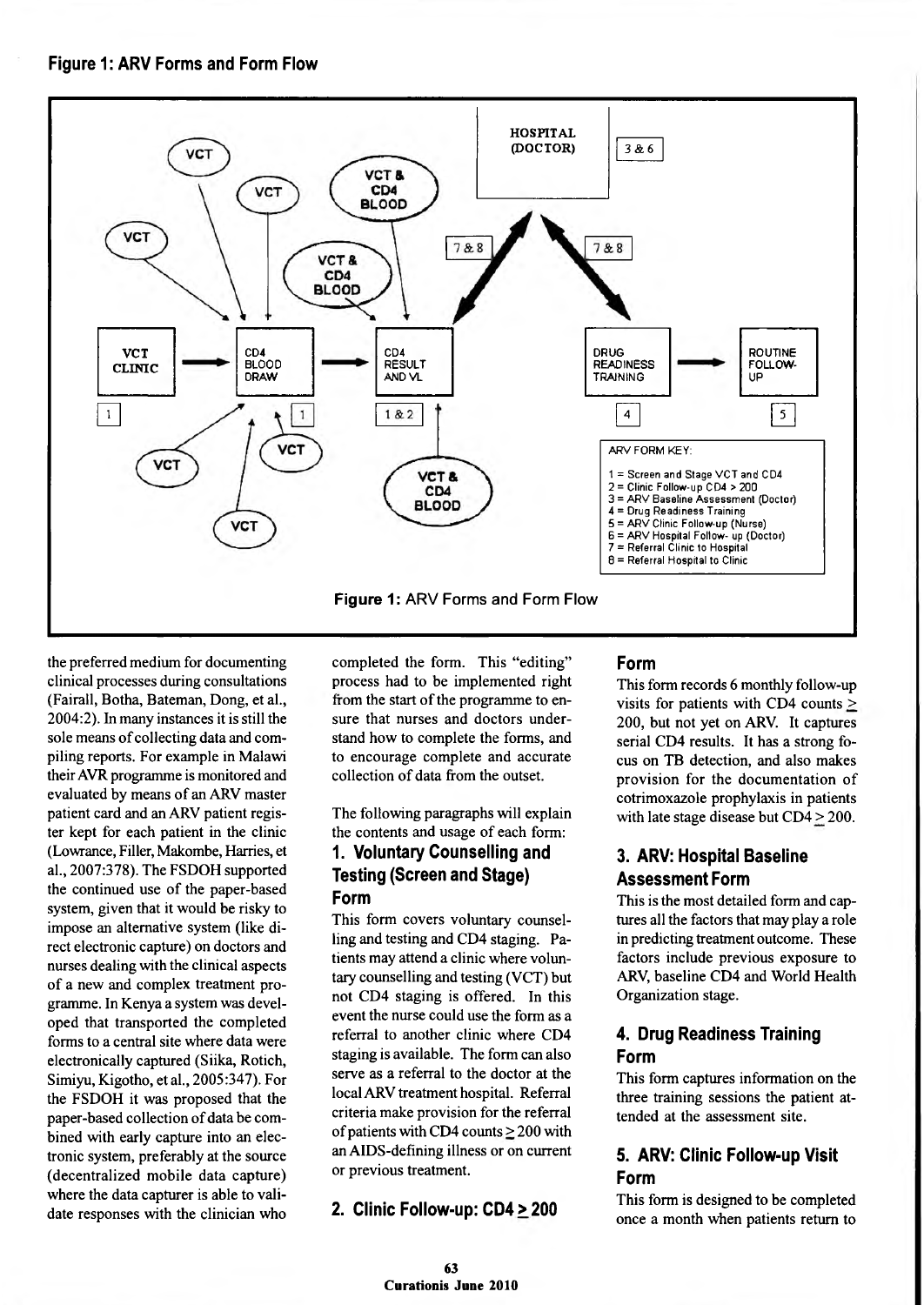**Figure 1: ARV Forms and Form Flow**

ARV FORM KEY:

1 = Screen and Stage VCT and CD4
2 = Clinic Follow-up CD4 > 200
3 = ARV Baseline Assessment (Doctor)
4 = Drug Readiness Training
5 = ARV Clinic Follow-up (Nurse)
6 = ARV Hospital Follow- up (Doctor)
7 = Referral Clinic to Hospital
8 = Referral Hospital to Clinic

**Figure 1:** ARV Forms and Form Flow

the preferred medium for documenting clinical processes during consultations (Fairall, Botha, Bateman, Dong, et al., 2004:2). In many instances it is still the sole means of collecting data and compiling reports. For example in Malawi their AVR programme is monitored and evaluated by means of an ARV master patient card and an ARV patient register kept for each patient in the clinic (Lowrance, Filler, Makombe, Harries, et al., 2007:378). The FSDOH supported the continued use of the paper-based system, given that it would be risky to impose an alternative system (like direct electronic capture) on doctors and nurses dealing with the clinical aspects of a new and complex treatment programme. In Kenya a system was developed that transported the completed forms to a central site where data were electronically captured (Siika, Rotich, Simiyu, Kigotho, et al., 2005:347). For the FSDOH it was proposed that the paper-based collection of data be combined with early capture into an electronic system, preferably at the source (decentralized mobile data capture) where the data capturer is able to validate responses with the clinician who completed the form. This "editing" process had to be implemented right from the start of the programme to ensure that nurses and doctors understand how to complete the forms, and to encourage complete and accurate collection of data from the outset.

The following paragraphs will explain the contents and usage of each form:

## 1. Voluntary Counselling and Testing (Screen and Stage) Form

This form covers voluntary counselling and testing and CD4 staging. Patients may attend a clinic where voluntary counselling and testing (VCT) but not CD4 staging is offered. In this event the nurse could use the form as a referral to another clinic where CD4 staging is available. The form can also serve as a referral to the doctor at the local ARV treatment hospital. Referral criteria make provision for the referral of patients with CD4 counts ≥ 200 with an AIDS-defining illness or on current or previous treatment.

## 2. Clinic Follow-up: CD4 ≥ 200 Form

This form records 6 monthly follow-up visits for patients with CD4 counts ≥ 200, but not yet on ARV. It captures serial CD4 results. It has a strong focus on TB detection, and also makes provision for the documentation of cotrimoxazole prophylaxis in patients with late stage disease but CD4 ≥ 200.

## 3. ARV: Hospital Baseline Assessment Form

This is the most detailed form and captures all the factors that may play a role in predicting treatment outcome. These factors include previous exposure to ARV, baseline CD4 and World Health Organization stage.

## 4. Drug Readiness Training Form

This form captures information on the three training sessions the patient attended at the assessment site.

## 5. ARV: Clinic Follow-up Visit Form

This form is designed to be completed once a month when patients return to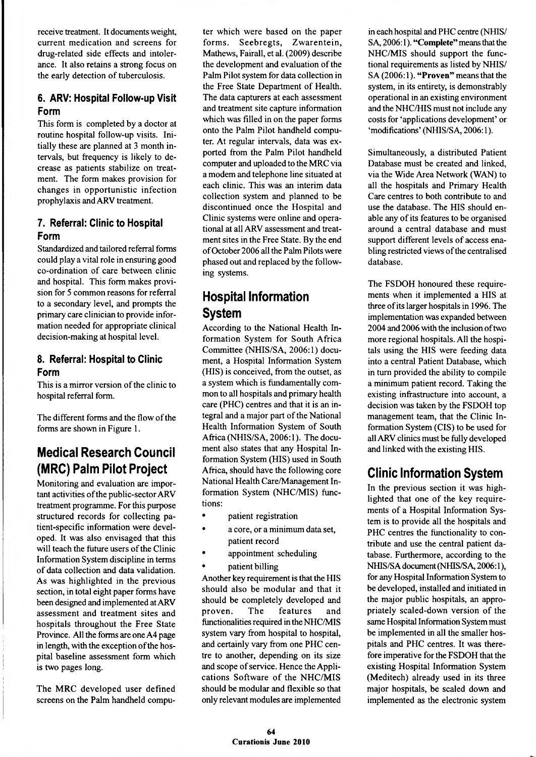receive treatment. It documents weight, current medication and screens for drug-related side effects and intolerance. It also retains a strong focus on the early detection of tuberculosis.

### 6. ARV: Hospital Follow-up Visit Form

This form is completed by a doctor at routine hospital follow-up visits. Initially these are planned at 3 month intervals, but frequency is likely to decrease as patients stabilize on treatment. The form makes provision for changes in opportunistic infection prophylaxis and ARV treatment.

### 7. Referral: Clinic to Hospital Form

Standardized and tailored referral forms could play a vital role in ensuring good co-ordination of care between clinic and hospital. This form makes provision for 5 common reasons for referral to a secondary level, and prompts the primary care clinician to provide information needed for appropriate clinical decision-making at hospital level.

### 8. Referral: Hospital to Clinic Form

This is a mirror version of the clinic to hospital referral form.

The different forms and the flow of the forms are shown in Figure 1.

## Medical Research Council (MRC) Palm Pilot Project

Monitoring and evaluation are important activities of the public-sector ARV treatment programme. For this purpose structured records for collecting patient-specific information were developed. It was also envisaged that this will teach the future users of the Clinic Information System discipline in terms of data collection and data validation. As was highlighted in the previous section, in total eight paper forms have been designed and implemented at ARV assessment and treatment sites and hospitals throughout the Free State Province. All the forms are one A4 page in length, with the exception of the hospital baseline assessment form which is two pages long.

The MRC developed user defined screens on the Palm handheld computer which were based on the paper forms. Seebregts, Zwarentein, Mathews, Fairall, et al. (2009) describe the development and evaluation of the Palm Pilot system for data collection in the Free State Department of Health. The data capturers at each assessment and treatment site capture information which was filled in on the paper forms onto the Palm Pilot handheld computer. At regular intervals, data was exported from the Palm Pilot handheld computer and uploaded to the MRC via a modem and telephone line situated at each clinic. This was an interim data collection system and planned to be discontinued once the Hospital and Clinic systems were online and operational at all ARV assessment and treatment sites in the Free State. By the end of October 2006 all the Palm Pilots were phased out and replaced by the following systems.

## Hospital Information System

According to the National Health Information System for South Africa Committee (NHIS/SA, 2006:1) document, a Hospital Information System (HIS) is conceived, from the outset, as a system which is fundamentally common to all hospitals and primary health care (PHC) centres and that it is an integral and a major part of the National Health Information System of South Africa (NHIS/SA, 2006:1). The document also states that any Hospital Information System (HIS) used in South Africa, should have the following core National Health Care/Management Information System (NHC/MIS) functions:

- patient registration
- a core, or a minimum data set, patient record
- appointment scheduling
- patient billing

Another key requirement is that the HIS should also be modular and that it should be completely developed and proven. The features and functionalities required in the NHC/MIS system vary from hospital to hospital, and certainly vary from one PHC centre to another, depending on its size and scope of service. Hence the Applications Software of the NHC/MIS should be modular and flexible so that only relevant modules are implemented in each hospital and PHC centre (NHIS/SA, 2006:1). **"Complete"** means that the NHC/MIS should support the functional requirements as listed by NHIS/SA (2006:1). **"Proven"** means that the system, in its entirety, is demonstrably operational in an existing environment and the NHC/HIS must not include any costs for 'applications development' or 'modifications' (NHIS/SA, 2006:1).

Simultaneously, a distributed Patient Database must be created and linked, via the Wide Area Network (WAN) to all the hospitals and Primary Health Care centres to both contribute to and use the database. The HIS should enable any of its features to be organised around a central database and must support different levels of access enabling restricted views of the centralised database.

The FSDOH honoured these requirements when it implemented a HIS at three of its larger hospitals in 1996. The implementation was expanded between 2004 and 2006 with the inclusion of two more regional hospitals. All the hospitals using the HIS were feeding data into a central Patient Database, which in turn provided the ability to compile a minimum patient record. Taking the existing infrastructure into account, a decision was taken by the FSDOH top management team, that the Clinic Information System (CIS) to be used for all ARV clinics must be fully developed and linked with the existing HIS.

## Clinic Information System

In the previous section it was highlighted that one of the key requirements of a Hospital Information System is to provide all the hospitals and PHC centres the functionality to contribute and use the central patient database. Furthermore, according to the NHIS/SA document (NHIS/SA, 2006:1), for any Hospital Information System to be developed, installed and initiated in the major public hospitals, an appropriately scaled-down version of the same Hospital Information System must be implemented in all the smaller hospitals and PHC centres. It was therefore imperative for the FSDOH that the existing Hospital Information System (Meditech) already used in its three major hospitals, be scaled down and implemented as the electronic system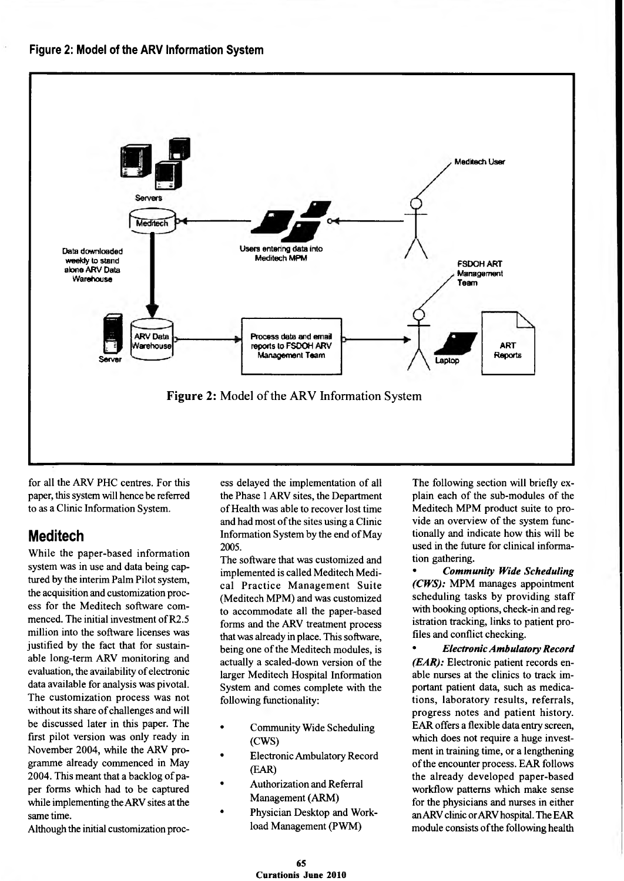**Figure 2: Model of the ARV Information System**

Figure 2: Model of the ARV Information System

for all the ARV PHC centres. For this paper, this system will hence be referred to as a Clinic Information System.

## Meditech

While the paper-based information system was in use and data being captured by the interim Palm Pilot system, the acquisition and customization process for the Meditech software commenced. The initial investment of R2.5 million into the software licenses was justified by the fact that for sustainable long-term ARV monitoring and evaluation, the availability of electronic data available for analysis was pivotal. The customization process was not without its share of challenges and will be discussed later in this paper. The first pilot version was only ready in November 2004, while the ARV programme already commenced in May 2004. This meant that a backlog of paper forms which had to be captured while implementing the ARV sites at the same time.

Although the initial customization process delayed the implementation of all the Phase 1 ARV sites, the Department of Health was able to recover lost time and had most of the sites using a Clinic Information System by the end of May 2005.

The software that was customized and implemented is called Meditech Medical Practice Management Suite (Meditech MPM) and was customized to accommodate all the paper-based forms and the ARV treatment process that was already in place. This software, being one of the Meditech modules, is actually a scaled-down version of the larger Meditech Hospital Information System and comes complete with the following functionality:

- Community Wide Scheduling (CWS)
- Electronic Ambulatory Record (EAR)
- Authorization and Referral Management (ARM)
- Physician Desktop and Workload Management (PWM)

The following section will briefly explain each of the sub-modules of the Meditech MPM product suite to provide an overview of the system functionally and indicate how this will be used in the future for clinical information gathering.

- ***Community Wide Scheduling (CWS):*** MPM manages appointment scheduling tasks by providing staff with booking options, check-in and registration tracking, links to patient profiles and conflict checking.
- ***Electronic Ambulatory Record (EAR):*** Electronic patient records enable nurses at the clinics to track important patient data, such as medications, laboratory results, referrals, progress notes and patient history. EAR offers a flexible data entry screen, which does not require a huge investment in training time, or a lengthening of the encounter process. EAR follows the already developed paper-based workflow patterns which make sense for the physicians and nurses in either an ARV clinic or ARV hospital. The EAR module consists of the following health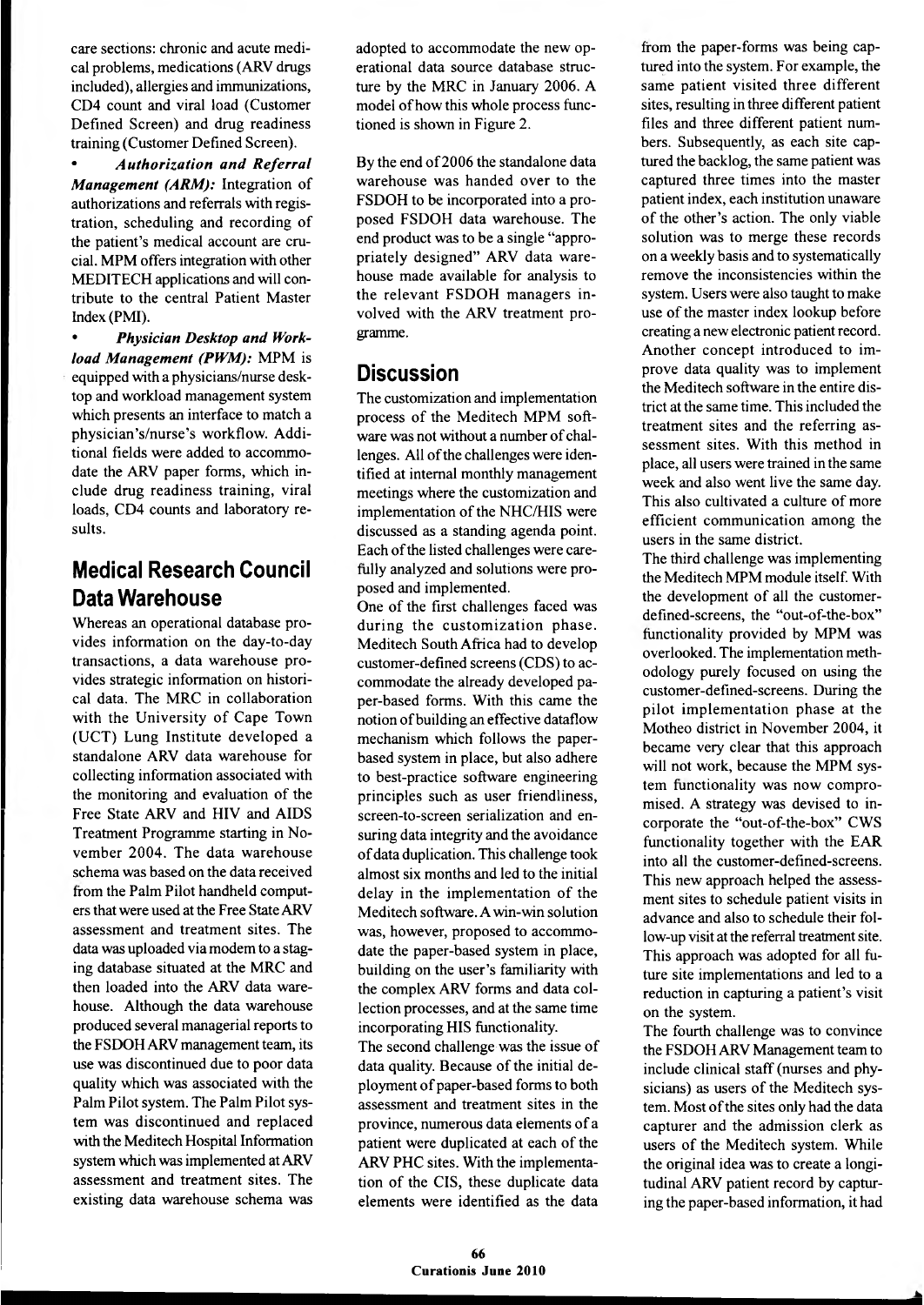care sections: chronic and acute medical problems, medications (ARV drugs included), allergies and immunizations, CD4 count and viral load (Customer Defined Screen) and drug readiness training (Customer Defined Screen).

- ***Authorization and Referral Management (ARM):*** Integration of authorizations and referrals with registration, scheduling and recording of the patient's medical account are crucial. MPM offers integration with other MEDITECH applications and will contribute to the central Patient Master Index (PMI).
- ***Physician Desktop and Workload Management (PWM):*** MPM is equipped with a physicians/nurse desktop and workload management system which presents an interface to match a physician's/nurse's workflow. Additional fields were added to accommodate the ARV paper forms, which include drug readiness training, viral loads, CD4 counts and laboratory results.

## Medical Research Council Data Warehouse

Whereas an operational database provides information on the day-to-day transactions, a data warehouse provides strategic information on historical data. The MRC in collaboration with the University of Cape Town (UCT) Lung Institute developed a standalone ARV data warehouse for collecting information associated with the monitoring and evaluation of the Free State ARV and HIV and AIDS Treatment Programme starting in November 2004. The data warehouse schema was based on the data received from the Palm Pilot handheld computers that were used at the Free State ARV assessment and treatment sites. The data was uploaded via modem to a staging database situated at the MRC and then loaded into the ARV data warehouse. Although the data warehouse produced several managerial reports to the FSDOH ARV management team, its use was discontinued due to poor data quality which was associated with the Palm Pilot system. The Palm Pilot system was discontinued and replaced with the Meditech Hospital Information system which was implemented at ARV assessment and treatment sites. The existing data warehouse schema was adopted to accommodate the new operational data source database structure by the MRC in January 2006. A model of how this whole process functioned is shown in Figure 2.

By the end of 2006 the standalone data warehouse was handed over to the FSDOH to be incorporated into a proposed FSDOH data warehouse. The end product was to be a single "appropriately designed" ARV data warehouse made available for analysis to the relevant FSDOH managers involved with the ARV treatment programme.

## Discussion

The customization and implementation process of the Meditech MPM software was not without a number of challenges. All of the challenges were identified at internal monthly management meetings where the customization and implementation of the NHC/HIS were discussed as a standing agenda point. Each of the listed challenges were carefully analyzed and solutions were proposed and implemented.

One of the first challenges faced was during the customization phase. Meditech South Africa had to develop customer-defined screens (CDS) to accommodate the already developed paper-based forms. With this came the notion of building an effective dataflow mechanism which follows the paper-based system in place, but also adhere to best-practice software engineering principles such as user friendliness, screen-to-screen serialization and ensuring data integrity and the avoidance of data duplication. This challenge took almost six months and led to the initial delay in the implementation of the Meditech software. A win-win solution was, however, proposed to accommodate the paper-based system in place, building on the user's familiarity with the complex ARV forms and data collection processes, and at the same time incorporating HIS functionality.

The second challenge was the issue of data quality. Because of the initial deployment of paper-based forms to both assessment and treatment sites in the province, numerous data elements of a patient were duplicated at each of the ARV PHC sites. With the implementation of the CIS, these duplicate data elements were identified as the data from the paper-forms was being captured into the system. For example, the same patient visited three different sites, resulting in three different patient files and three different patient numbers. Subsequently, as each site captured the backlog, the same patient was captured three times into the master patient index, each institution unaware of the other's action. The only viable solution was to merge these records on a weekly basis and to systematically remove the inconsistencies within the system. Users were also taught to make use of the master index lookup before creating a new electronic patient record. Another concept introduced to improve data quality was to implement the Meditech software in the entire district at the same time. This included the treatment sites and the referring assessment sites. With this method in place, all users were trained in the same week and also went live the same day. This also cultivated a culture of more efficient communication among the users in the same district.

The third challenge was implementing the Meditech MPM module itself. With the development of all the customer-defined-screens, the "out-of-the-box" functionality provided by MPM was overlooked. The implementation methodology purely focused on using the customer-defined-screens. During the pilot implementation phase at the Motheo district in November 2004, it became very clear that this approach will not work, because the MPM system functionality was now compromised. A strategy was devised to incorporate the "out-of-the-box" CWS functionality together with the EAR into all the customer-defined-screens. This new approach helped the assessment sites to schedule patient visits in advance and also to schedule their follow-up visit at the referral treatment site. This approach was adopted for all future site implementations and led to a reduction in capturing a patient's visit on the system.

The fourth challenge was to convince the FSDOH ARV Management team to include clinical staff (nurses and physicians) as users of the Meditech system. Most of the sites only had the data capturer and the admission clerk as users of the Meditech system. While the original idea was to create a longitudinal ARV patient record by capturing the paper-based information, it had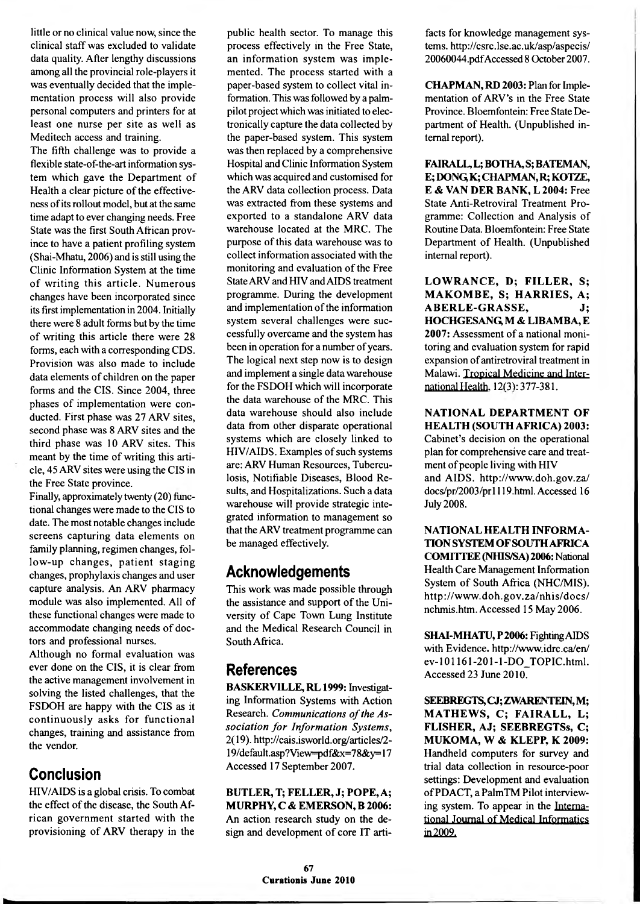little or no clinical value now, since the clinical staff was excluded to validate data quality. After lengthy discussions among all the provincial role-players it was eventually decided that the implementation process will also provide personal computers and printers for at least one nurse per site as well as Meditech access and training.

The fifth challenge was to provide a flexible state-of-the-art information system which gave the Department of Health a clear picture of the effectiveness of its rollout model, but at the same time adapt to ever changing needs. Free State was the first South African province to have a patient profiling system (Shai-Mhatu, 2006) and is still using the Clinic Information System at the time of writing this article. Numerous changes have been incorporated since its first implementation in 2004. Initially there were 8 adult forms but by the time of writing this article there were 28 forms, each with a corresponding CDS. Provision was also made to include data elements of children on the paper forms and the CIS. Since 2004, three phases of implementation were conducted. First phase was 27 ARV sites, second phase was 8 ARV sites and the third phase was 10 ARV sites. This meant by the time of writing this article, 45 ARV sites were using the CIS in the Free State province.

Finally, approximately twenty (20) functional changes were made to the CIS to date. The most notable changes include screens capturing data elements on family planning, regimen changes, follow-up changes, patient staging changes, prophylaxis changes and user capture analysis. An ARV pharmacy module was also implemented. All of these functional changes were made to accommodate changing needs of doctors and professional nurses.

Although no formal evaluation was ever done on the CIS, it is clear from the active management involvement in solving the listed challenges, that the FSDOH are happy with the CIS as it continuously asks for functional changes, training and assistance from the vendor.

## Conclusion

HIV/AIDS is a global crisis. To combat the effect of the disease, the South African government started with the provisioning of ARV therapy in the public health sector. To manage this process effectively in the Free State, an information system was implemented. The process started with a paper-based system to collect vital information. This was followed by a palm-pilot project which was initiated to electronically capture the data collected by the paper-based system. This system was then replaced by a comprehensive Hospital and Clinic Information System which was acquired and customised for the ARV data collection process. Data was extracted from these systems and exported to a standalone ARV data warehouse located at the MRC. The purpose of this data warehouse was to collect information associated with the monitoring and evaluation of the Free State ARV and HIV and AIDS treatment programme. During the development and implementation of the information system several challenges were successfully overcame and the system has been in operation for a number of years. The logical next step now is to design and implement a single data warehouse for the FSDOH which will incorporate the data warehouse of the MRC. This data warehouse should also include data from other disparate operational systems which are closely linked to HIV/AIDS. Examples of such systems are: ARV Human Resources, Tuberculosis, Notifiable Diseases, Blood Results, and Hospitalizations. Such a data warehouse will provide strategic integrated information to management so that the ARV treatment programme can be managed effectively.

## Acknowledgements

This work was made possible through the assistance and support of the University of Cape Town Lung Institute and the Medical Research Council in South Africa.

## References

**BASKERVILLE, RL 1999:** Investigating Information Systems with Action Research. *Communications of the Association for Information Systems*, 2(19). http://cais.isworld.org/articles/2-19/default.asp?View=pdf&x=78&y=17 Accessed 17 September 2007.

**BUTLER, T; FELLER, J; POPE, A; MURPHY, C & EMERSON, B 2006:** An action research study on the design and development of core IT artifacts for knowledge management systems. http://csrc.lse.ac.uk/asp/aspecis/20060044.pdf Accessed 8 October 2007.

**CHAPMAN, RD 2003:** Plan for Implementation of ARV's in the Free State Province. Bloemfontein: Free State Department of Health. (Unpublished internal report).

**FAIRALL, L; BOTHA, S; BATEMAN, E; DONG, K; CHAPMAN, R; KOTZE, E & VAN DER BANK, L 2004:** Free State Anti-Retroviral Treatment Programme: Collection and Analysis of Routine Data. Bloemfontein: Free State Department of Health. (Unpublished internal report).

**LOWRANCE, D; FILLER, S; MAKOMBE, S; HARRIES, A; ABERLE-GRASSE, J; HOCHGESANG, M & LIBAMBA, E 2007:** Assessment of a national monitoring and evaluation system for rapid expansion of antiretroviral treatment in Malawi. Tropical Medicine and International Health. 12(3): 377-381.

**NATIONAL DEPARTMENT OF HEALTH (SOUTH AFRICA) 2003:** Cabinet's decision on the operational plan for comprehensive care and treatment of people living with HIV and AIDS. http://www.doh.gov.za/docs/pr/2003/pr1119.html. Accessed 16 July 2008.

**NATIONAL HEALTH INFORMATION SYSTEM OF SOUTH AFRICA COMITTEE (NHIS/SA) 2006:** National Health Care Management Information System of South Africa (NHC/MIS). http://www.doh.gov.za/nhis/docs/nchmis.htm. Accessed 15 May 2006.

**SHAI-MHATU, P 2006:** Fighting AIDS with Evidence. http://www.idrc.ca/en/ev-101161-201-1-DO_TOPIC.html. Accessed 23 June 2010.

**SEEBREGTS, CJ; ZWARENTEIN, M; MATHEWS, C; FAIRALL, L; FLISHER, AJ; SEEBREGTSs, C; MUKOMA, W & KLEPP, K 2009:** Handheld computers for survey and trial data collection in resource-poor settings: Development and evaluation of PDACT, a PalmTM Pilot interviewing system. To appear in the International Journal of Medical Informatics in 2009.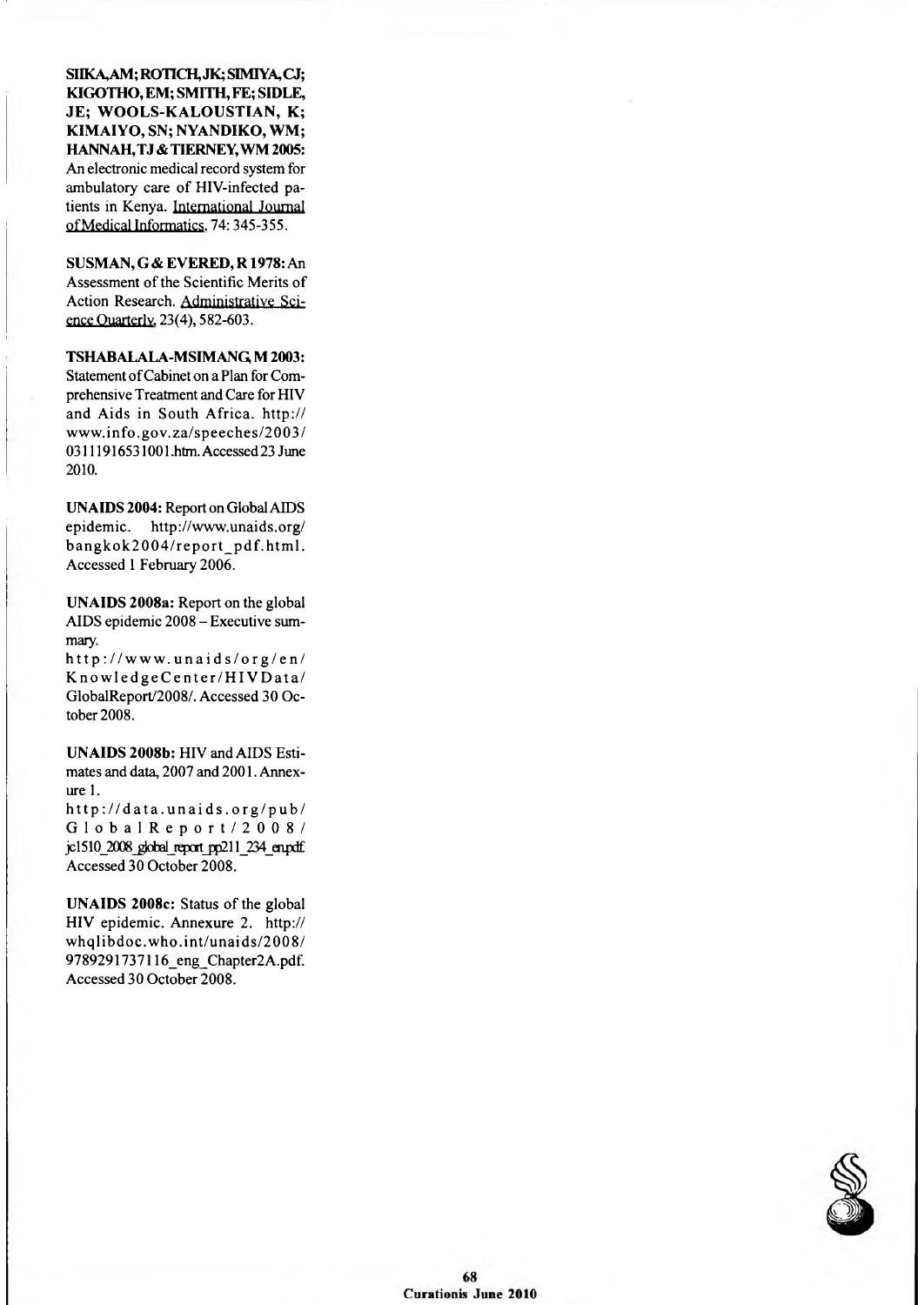**SIIKA, AM; ROTICH, JK; SIMIYA, CJ; KIGOTHO, EM; SMITH, FE; SIDLE, JE; WOOLS-KALOUSTIAN, K; KIMAIYO, SN; NYANDIKO, WM; HANNAH, TJ & TIERNEY, WM 2005:** An electronic medical record system for ambulatory care of HIV-infected patients in Kenya. International Journal of Medical Informatics. 74: 345-355.

**SUSMAN, G & EVERED, R 1978:** An Assessment of the Scientific Merits of Action Research. Administrative Science Quarterly. 23(4), 582-603.

**TSHABALALA-MSIMANG, M 2003:** Statement of Cabinet on a Plan for Comprehensive Treatment and Care for HIV and Aids in South Africa. http://www.info.gov.za/speeches/2003/03111916531001.htm. Accessed 23 June 2010.

**UNAIDS 2004:** Report on Global AIDS epidemic. http://www.unaids.org/bangkok2004/report_pdf.html. Accessed 1 February 2006.

**UNAIDS 2008a:** Report on the global AIDS epidemic 2008 – Executive summary. http://www.unaids/org/en/KnowledgeCenter/HIVData/GlobalReport/2008/. Accessed 30 October 2008.

**UNAIDS 2008b:** HIV and AIDS Estimates and data, 2007 and 2001. Annexure 1. http://data.unaids.org/pub/GlobalReport/2008/jc1510_2008_global_report_pp211_234_en.pdf Accessed 30 October 2008.

**UNAIDS 2008c:** Status of the global HIV epidemic. Annexure 2. http://whqlibdoc.who.int/unaids/2008/9789291737116_eng_Chapter2A.pdf. Accessed 30 October 2008.